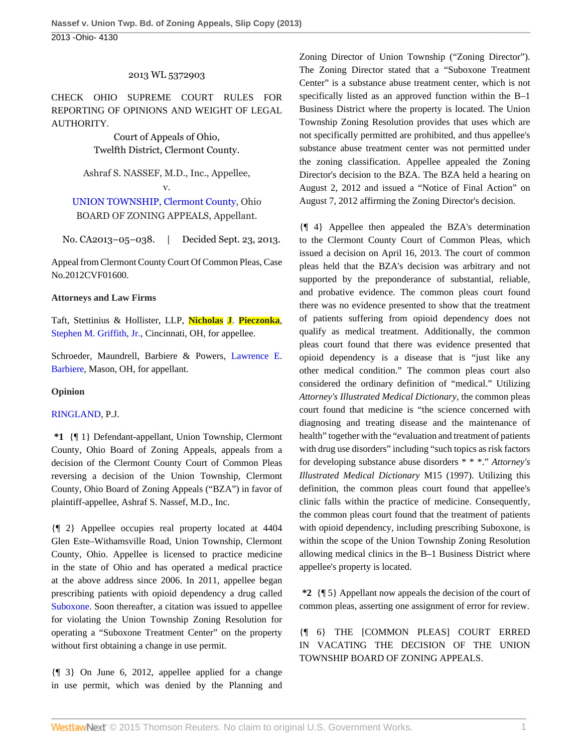2013 WL 5372903

CHECK OHIO SUPREME COURT RULES FOR REPORTING OF OPINIONS AND WEIGHT OF LEGAL AUTHORITY.

Court of Appeals of Ohio,
Twelfth District, Clermont County.

Ashraf S. NASSEF, M.D., Inc., Appellee,
v.
UNION TOWNSHIP, Clermont County, Ohio
BOARD OF ZONING APPEALS, Appellant.

No. CA2013–05–038. | Decided Sept. 23, 2013.

Appeal from Clermont County Court Of Common Pleas, Case No.2012CVF01600.

**Attorneys and Law Firms**

Taft, Stettinius & Hollister, LLP, Nicholas J. Pieczonka, Stephen M. Griffith, Jr., Cincinnati, OH, for appellee.

Schroeder, Maundrell, Barbiere & Powers, Lawrence E. Barbiere, Mason, OH, for appellant.

**Opinion**

RINGLAND, P.J.

**\*1** {¶ 1} Defendant-appellant, Union Township, Clermont County, Ohio Board of Zoning Appeals, appeals from a decision of the Clermont County Court of Common Pleas reversing a decision of the Union Township, Clermont County, Ohio Board of Zoning Appeals ("BZA") in favor of plaintiff-appellee, Ashraf S. Nassef, M.D., Inc.

{¶ 2} Appellee occupies real property located at 4404 Glen Este–Withamsville Road, Union Township, Clermont County, Ohio. Appellee is licensed to practice medicine in the state of Ohio and has operated a medical practice at the above address since 2006. In 2011, appellee began prescribing patients with opioid dependency a drug called Suboxone. Soon thereafter, a citation was issued to appellee for violating the Union Township Zoning Resolution for operating a "Suboxone Treatment Center" on the property without first obtaining a change in use permit.

{¶ 3} On June 6, 2012, appellee applied for a change in use permit, which was denied by the Planning and Zoning Director of Union Township ("Zoning Director"). The Zoning Director stated that a "Suboxone Treatment Center" is a substance abuse treatment center, which is not specifically listed as an approved function within the B–1 Business District where the property is located. The Union Township Zoning Resolution provides that uses which are not specifically permitted are prohibited, and thus appellee's substance abuse treatment center was not permitted under the zoning classification. Appellee appealed the Zoning Director's decision to the BZA. The BZA held a hearing on August 2, 2012 and issued a "Notice of Final Action" on August 7, 2012 affirming the Zoning Director's decision.

{¶ 4} Appellee then appealed the BZA's determination to the Clermont County Court of Common Pleas, which issued a decision on April 16, 2013. The court of common pleas held that the BZA's decision was arbitrary and not supported by the preponderance of substantial, reliable, and probative evidence. The common pleas court found there was no evidence presented to show that the treatment of patients suffering from opioid dependency does not qualify as medical treatment. Additionally, the common pleas court found that there was evidence presented that opioid dependency is a disease that is "just like any other medical condition." The common pleas court also considered the ordinary definition of "medical." Utilizing *Attorney's Illustrated Medical Dictionary*, the common pleas court found that medicine is "the science concerned with diagnosing and treating disease and the maintenance of health" together with the "evaluation and treatment of patients with drug use disorders" including "such topics as risk factors for developing substance abuse disorders * * *." *Attorney's Illustrated Medical Dictionary* M15 (1997). Utilizing this definition, the common pleas court found that appellee's clinic falls within the practice of medicine. Consequently, the common pleas court found that the treatment of patients with opioid dependency, including prescribing Suboxone, is within the scope of the Union Township Zoning Resolution allowing medical clinics in the B–1 Business District where appellee's property is located.

**\*2** {¶ 5} Appellant now appeals the decision of the court of common pleas, asserting one assignment of error for review.

{¶ 6} THE [COMMON PLEAS] COURT ERRED IN VACATING THE DECISION OF THE UNION TOWNSHIP BOARD OF ZONING APPEALS.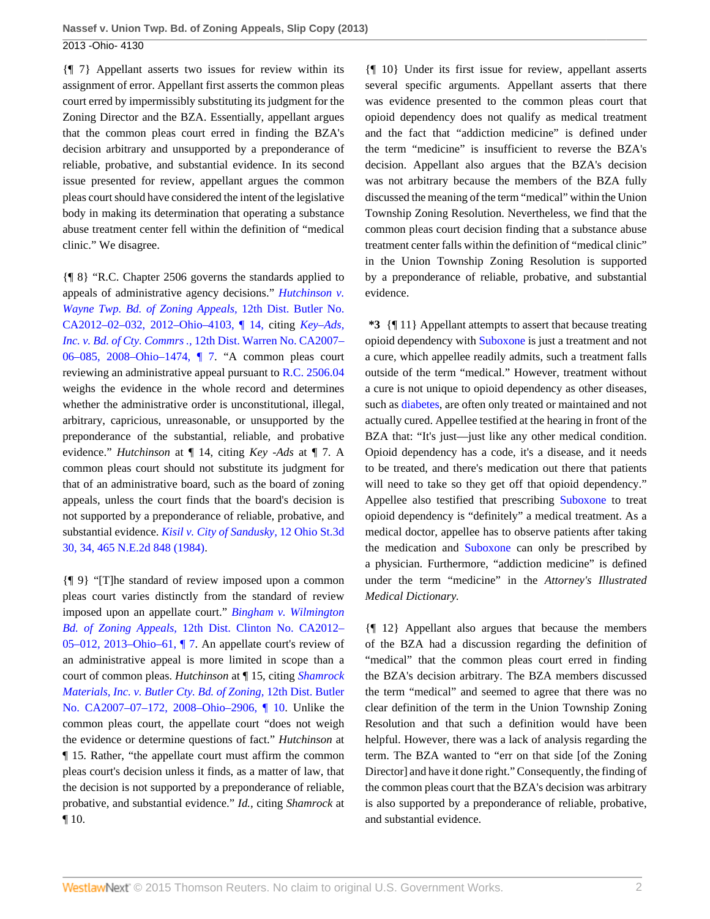{¶ 7} Appellant asserts two issues for review within its assignment of error. Appellant first asserts the common pleas court erred by impermissibly substituting its judgment for the Zoning Director and the BZA. Essentially, appellant argues that the common pleas court erred in finding the BZA's decision arbitrary and unsupported by a preponderance of reliable, probative, and substantial evidence. In its second issue presented for review, appellant argues the common pleas court should have considered the intent of the legislative body in making its determination that operating a substance abuse treatment center fell within the definition of "medical clinic." We disagree.

{¶ 8} "R.C. Chapter 2506 governs the standards applied to appeals of administrative agency decisions." *Hutchinson v. Wayne Twp. Bd. of Zoning Appeals,* 12th Dist. Butler No. CA2012–02–032, 2012–Ohio–4103, ¶ 14, citing *Key–Ads, Inc. v. Bd. of Cty. Commrs.,* 12th Dist. Warren No. CA2007–06–085, 2008–Ohio–1474, ¶ 7. "A common pleas court reviewing an administrative appeal pursuant to R.C. 2506.04 weighs the evidence in the whole record and determines whether the administrative order is unconstitutional, illegal, arbitrary, capricious, unreasonable, or unsupported by the preponderance of the substantial, reliable, and probative evidence." *Hutchinson* at ¶ 14, citing *Key -Ads* at ¶ 7. A common pleas court should not substitute its judgment for that of an administrative board, such as the board of zoning appeals, unless the court finds that the board's decision is not supported by a preponderance of reliable, probative, and substantial evidence. *Kisil v. City of Sandusky,* 12 Ohio St.3d 30, 34, 465 N.E.2d 848 (1984).

{¶ 9} "[T]he standard of review imposed upon a common pleas court varies distinctly from the standard of review imposed upon an appellate court." *Bingham v. Wilmington Bd. of Zoning Appeals,* 12th Dist. Clinton No. CA2012–05–012, 2013–Ohio–61, ¶ 7. An appellate court's review of an administrative appeal is more limited in scope than a court of common pleas. *Hutchinson* at ¶ 15, citing *Shamrock Materials, Inc. v. Butler Cty. Bd. of Zoning,* 12th Dist. Butler No. CA2007–07–172, 2008–Ohio–2906, ¶ 10. Unlike the common pleas court, the appellate court "does not weigh the evidence or determine questions of fact." *Hutchinson* at ¶ 15. Rather, "the appellate court must affirm the common pleas court's decision unless it finds, as a matter of law, that the decision is not supported by a preponderance of reliable, probative, and substantial evidence." *Id.,* citing *Shamrock* at ¶ 10.

{¶ 10} Under its first issue for review, appellant asserts several specific arguments. Appellant asserts that there was evidence presented to the common pleas court that opioid dependency does not qualify as medical treatment and the fact that "addiction medicine" is defined under the term "medicine" is insufficient to reverse the BZA's decision. Appellant also argues that the BZA's decision was not arbitrary because the members of the BZA fully discussed the meaning of the term "medical" within the Union Township Zoning Resolution. Nevertheless, we find that the common pleas court decision finding that a substance abuse treatment center falls within the definition of "medical clinic" in the Union Township Zoning Resolution is supported by a preponderance of reliable, probative, and substantial evidence.

**\*3** {¶ 11} Appellant attempts to assert that because treating opioid dependency with Suboxone is just a treatment and not a cure, which appellee readily admits, such a treatment falls outside of the term "medical." However, treatment without a cure is not unique to opioid dependency as other diseases, such as diabetes, are often only treated or maintained and not actually cured. Appellee testified at the hearing in front of the BZA that: "It's just—just like any other medical condition. Opioid dependency has a code, it's a disease, and it needs to be treated, and there's medication out there that patients will need to take so they get off that opioid dependency." Appellee also testified that prescribing Suboxone to treat opioid dependency is "definitely" a medical treatment. As a medical doctor, appellee has to observe patients after taking the medication and Suboxone can only be prescribed by a physician. Furthermore, "addiction medicine" is defined under the term "medicine" in the *Attorney's Illustrated Medical Dictionary.*

{¶ 12} Appellant also argues that because the members of the BZA had a discussion regarding the definition of "medical" that the common pleas court erred in finding the BZA's decision arbitrary. The BZA members discussed the term "medical" and seemed to agree that there was no clear definition of the term in the Union Township Zoning Resolution and that such a definition would have been helpful. However, there was a lack of analysis regarding the term. The BZA wanted to "err on that side [of the Zoning Director] and have it done right." Consequently, the finding of the common pleas court that the BZA's decision was arbitrary is also supported by a preponderance of reliable, probative, and substantial evidence.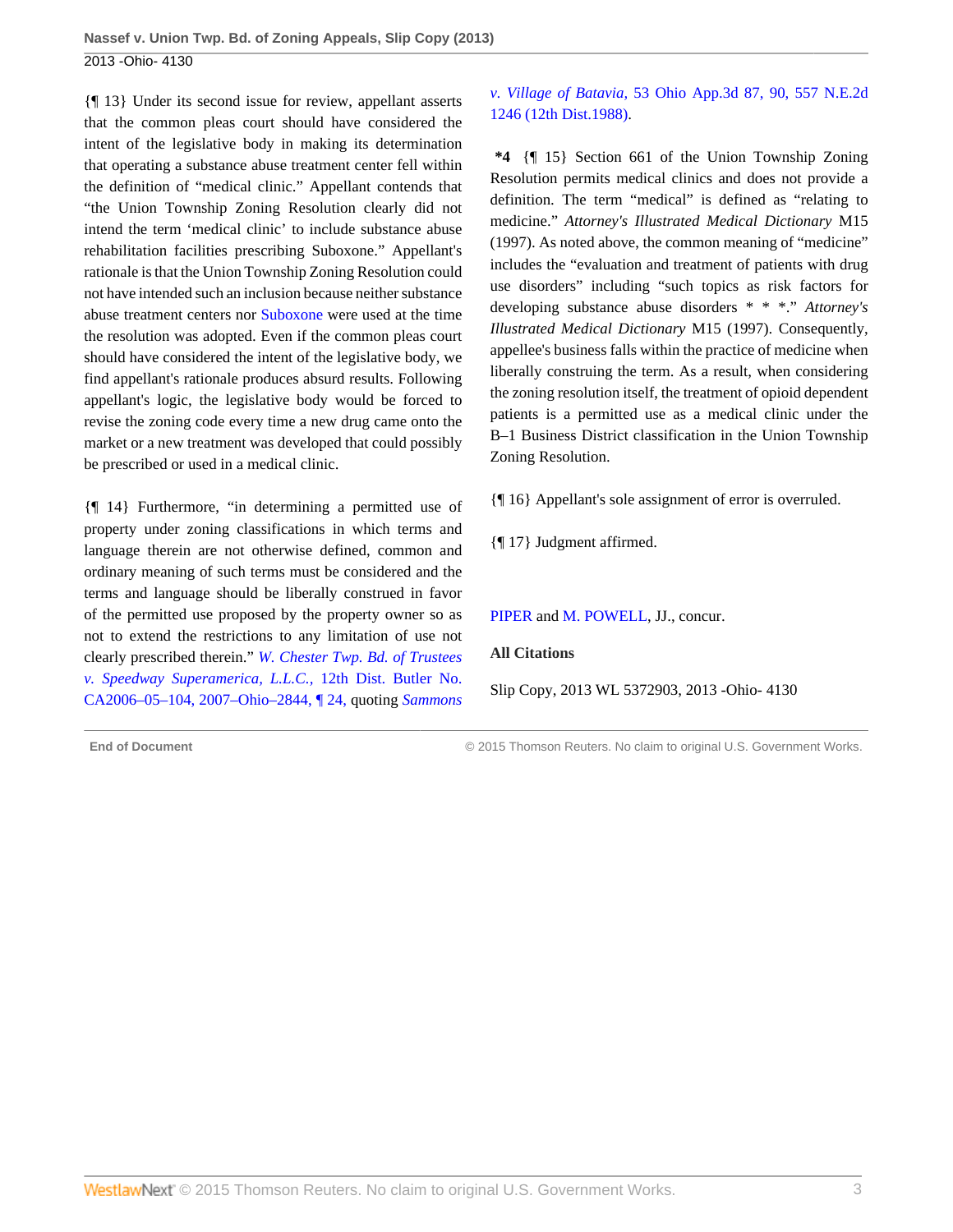{¶ 13} Under its second issue for review, appellant asserts that the common pleas court should have considered the intent of the legislative body in making its determination that operating a substance abuse treatment center fell within the definition of "medical clinic." Appellant contends that "the Union Township Zoning Resolution clearly did not intend the term 'medical clinic' to include substance abuse rehabilitation facilities prescribing Suboxone." Appellant's rationale is that the Union Township Zoning Resolution could not have intended such an inclusion because neither substance abuse treatment centers nor Suboxone were used at the time the resolution was adopted. Even if the common pleas court should have considered the intent of the legislative body, we find appellant's rationale produces absurd results. Following appellant's logic, the legislative body would be forced to revise the zoning code every time a new drug came onto the market or a new treatment was developed that could possibly be prescribed or used in a medical clinic.

{¶ 14} Furthermore, "in determining a permitted use of property under zoning classifications in which terms and language therein are not otherwise defined, common and ordinary meaning of such terms must be considered and the terms and language should be liberally construed in favor of the permitted use proposed by the property owner so as not to extend the restrictions to any limitation of use not clearly prescribed therein." *W. Chester Twp. Bd. of Trustees v. Speedway Superamerica, L.L.C.*, 12th Dist. Butler No. CA2006–05–104, 2007–Ohio–2844, ¶ 24, quoting *Sammons v. Village of Batavia*, 53 Ohio App.3d 87, 90, 557 N.E.2d 1246 (12th Dist.1988).

**\*4** {¶ 15} Section 661 of the Union Township Zoning Resolution permits medical clinics and does not provide a definition. The term "medical" is defined as "relating to medicine." *Attorney's Illustrated Medical Dictionary* M15 (1997). As noted above, the common meaning of "medicine" includes the "evaluation and treatment of patients with drug use disorders" including "such topics as risk factors for developing substance abuse disorders * * *." *Attorney's Illustrated Medical Dictionary* M15 (1997). Consequently, appellee's business falls within the practice of medicine when liberally construing the term. As a result, when considering the zoning resolution itself, the treatment of opioid dependent patients is a permitted use as a medical clinic under the B–1 Business District classification in the Union Township Zoning Resolution.

{¶ 16} Appellant's sole assignment of error is overruled.

{¶ 17} Judgment affirmed.

PIPER and M. POWELL, JJ., concur.

**All Citations**

Slip Copy, 2013 WL 5372903, 2013 -Ohio- 4130

**End of Document** © 2015 Thomson Reuters. No claim to original U.S. Government Works.